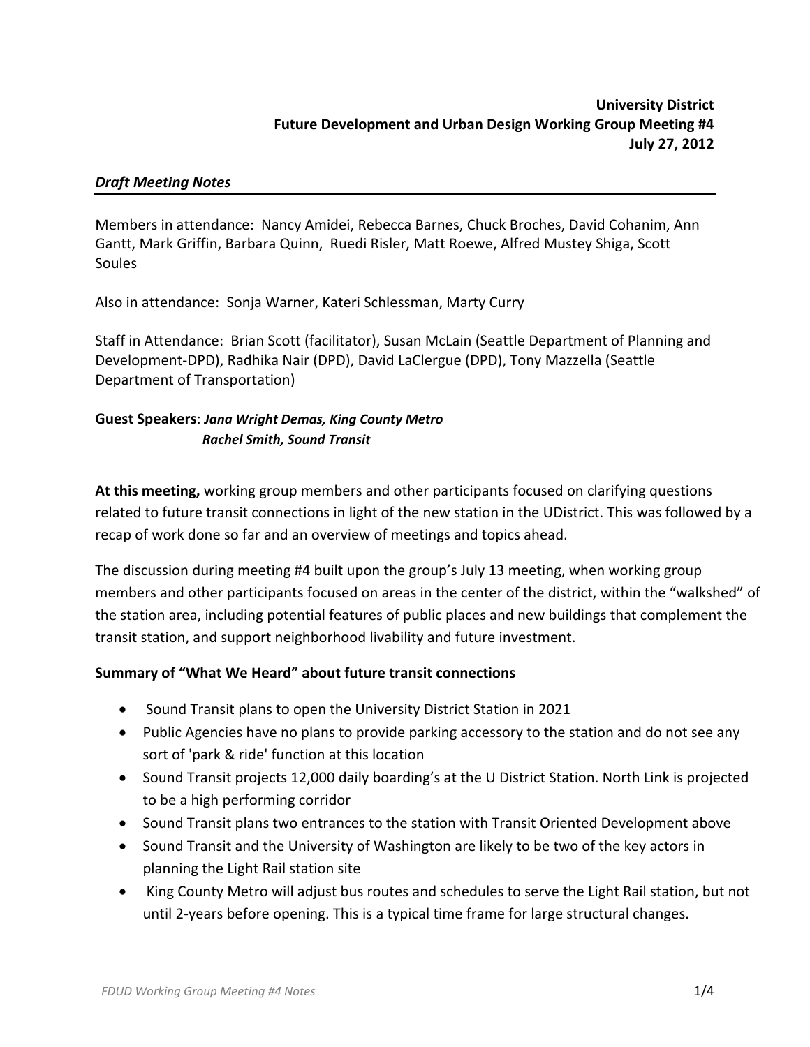**University District**
**Future Development and Urban Design Working Group Meeting #4**
**July 27, 2012**

***Draft Meeting Notes***

Members in attendance: Nancy Amidei, Rebecca Barnes, Chuck Broches, David Cohanim, Ann Gantt, Mark Griffin, Barbara Quinn, Ruedi Risler, Matt Roewe, Alfred Mustey Shiga, Scott Soules

Also in attendance: Sonja Warner, Kateri Schlessman, Marty Curry

Staff in Attendance: Brian Scott (facilitator), Susan McLain (Seattle Department of Planning and Development-DPD), Radhika Nair (DPD), David LaClergue (DPD), Tony Mazzella (Seattle Department of Transportation)

**Guest Speakers**: ***Jana Wright Demas, King County Metro***
***Rachel Smith, Sound Transit***

**At this meeting,** working group members and other participants focused on clarifying questions related to future transit connections in light of the new station in the UDistrict. This was followed by a recap of work done so far and an overview of meetings and topics ahead.

The discussion during meeting #4 built upon the group's July 13 meeting, when working group members and other participants focused on areas in the center of the district, within the "walkshed" of the station area, including potential features of public places and new buildings that complement the transit station, and support neighborhood livability and future investment.

**Summary of "What We Heard" about future transit connections**

- Sound Transit plans to open the University District Station in 2021
- Public Agencies have no plans to provide parking accessory to the station and do not see any sort of 'park & ride' function at this location
- Sound Transit projects 12,000 daily boarding's at the U District Station. North Link is projected to be a high performing corridor
- Sound Transit plans two entrances to the station with Transit Oriented Development above
- Sound Transit and the University of Washington are likely to be two of the key actors in planning the Light Rail station site
- King County Metro will adjust bus routes and schedules to serve the Light Rail station, but not until 2-years before opening. This is a typical time frame for large structural changes.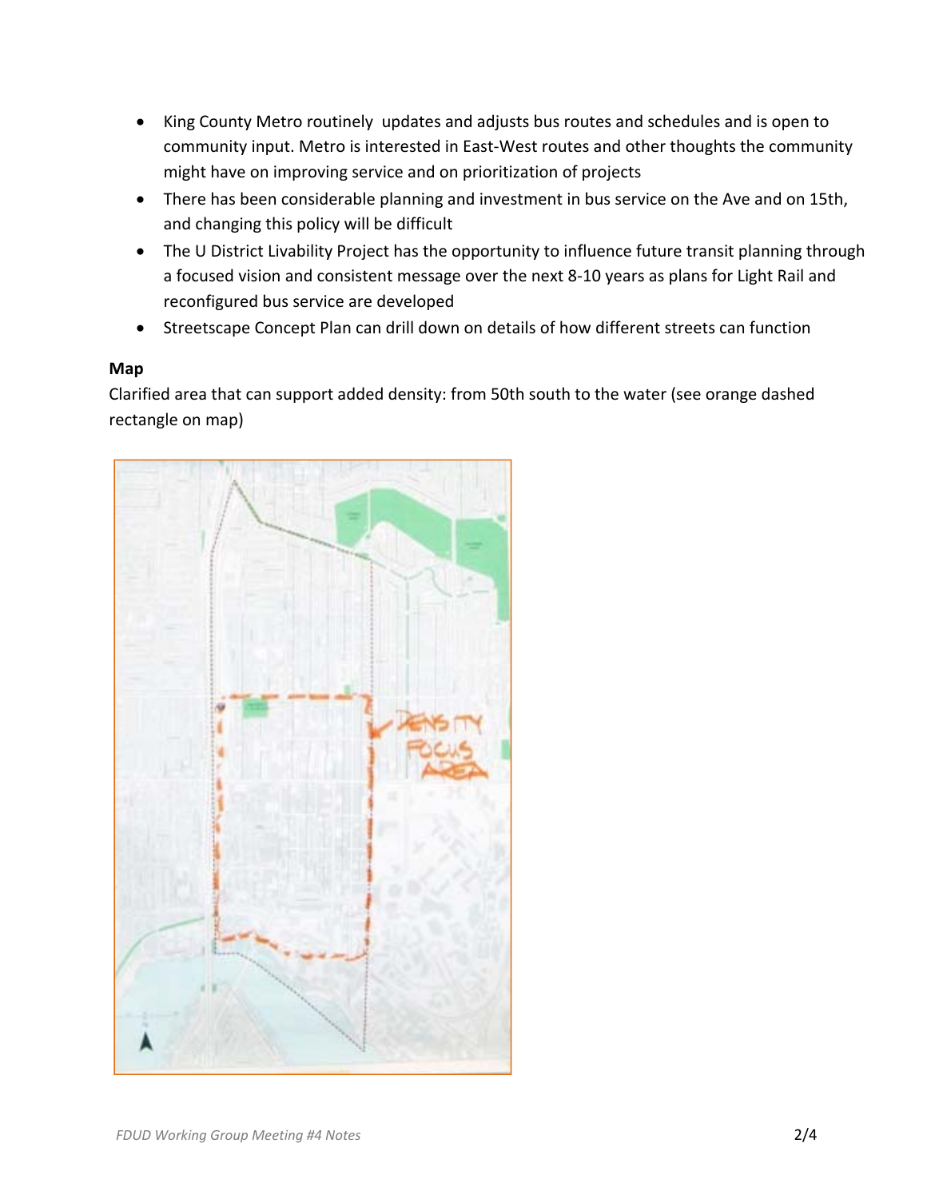- King County Metro routinely updates and adjusts bus routes and schedules and is open to community input. Metro is interested in East-West routes and other thoughts the community might have on improving service and on prioritization of projects
- There has been considerable planning and investment in bus service on the Ave and on 15th, and changing this policy will be difficult
- The U District Livability Project has the opportunity to influence future transit planning through a focused vision and consistent message over the next 8-10 years as plans for Light Rail and reconfigured bus service are developed
- Streetscape Concept Plan can drill down on details of how different streets can function

**Map**

Clarified area that can support added density: from 50th south to the water (see orange dashed rectangle on map)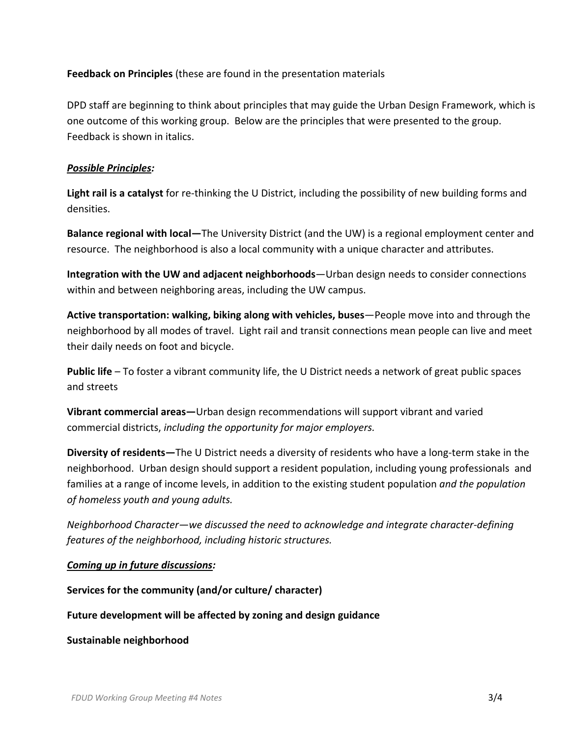**Feedback on Principles** (these are found in the presentation materials

DPD staff are beginning to think about principles that may guide the Urban Design Framework, which is one outcome of this working group. Below are the principles that were presented to the group. Feedback is shown in italics.

***Possible Principles:***

**Light rail is a catalyst** for re-thinking the U District, including the possibility of new building forms and densities.

**Balance regional with local—**The University District (and the UW) is a regional employment center and resource. The neighborhood is also a local community with a unique character and attributes.

**Integration with the UW and adjacent neighborhoods**—Urban design needs to consider connections within and between neighboring areas, including the UW campus.

**Active transportation: walking, biking along with vehicles, buses**—People move into and through the neighborhood by all modes of travel. Light rail and transit connections mean people can live and meet their daily needs on foot and bicycle.

**Public life** – To foster a vibrant community life, the U District needs a network of great public spaces and streets

**Vibrant commercial areas—**Urban design recommendations will support vibrant and varied commercial districts, *including the opportunity for major employers.*

**Diversity of residents—**The U District needs a diversity of residents who have a long-term stake in the neighborhood. Urban design should support a resident population, including young professionals and families at a range of income levels, in addition to the existing student population *and the population of homeless youth and young adults.*

*Neighborhood Character—we discussed the need to acknowledge and integrate character-defining features of the neighborhood, including historic structures.*

***Coming up in future discussions:***

**Services for the community (and/or culture/ character)**

**Future development will be affected by zoning and design guidance**

**Sustainable neighborhood**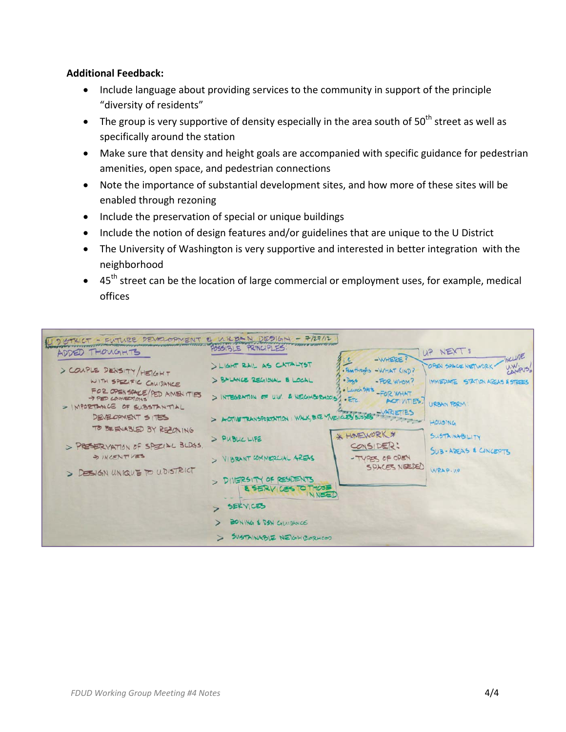**Additional Feedback:**

- Include language about providing services to the community in support of the principle "diversity of residents"
- The group is very supportive of density especially in the area south of 50th street as well as specifically around the station
- Make sure that density and height goals are accompanied with specific guidance for pedestrian amenities, open space, and pedestrian connections
- Note the importance of substantial development sites, and how more of these sites will be enabled through rezoning
- Include the preservation of special or unique buildings
- Include the notion of design features and/or guidelines that are unique to the U District
- The University of Washington is very supportive and interested in better integration with the neighborhood
- 45th street can be the location of large commercial or employment uses, for example, medical offices

U DISTRICT - FUTURE DEVELOPMENT & URBAN DESIGN - 7/27/12

ADDED THOUGHTS

> COUPLE DENSITY/HEIGHT WITH SPECIFIC GUIDANCE FOR OPEN SPACE/PED AMENITIES
→ PED CONNECTIONS

> IMPORTANCE OF SUBSTANTIAL DEVELOPMENT SITES TO BE ENABLED BY REZONING

> PRESERVATION OF SPECIAL BLDGS.
→ INCENTIVES

> DESIGN UNIQUE TO U DISTRICT

POSSIBLE PRINCIPLES:

> LIGHT RAIL AS CATALYST

> BALANCE REGIONAL & LOCAL

> INTEGRATION OF U.W. & NEIGHBORHOODS

> ACTIVE TRANSPORTATION: WALK, BIKE, VEHICLES, BUSSES

> PUBLIC LIFE

> VIBRANT COMMERCIAL AREAS

> DIVERSITY OF RESIDENTS & SERVICES TO THOSE IN NEED

> SERVICES

> ZONING & DSN GUIDANCE

> SUSTAINABLE NEIGHBORHOOD

i.e.
- Pass throughs
- Dogs
- Lunch spots
- Etc.

-WHERE?
-WHAT KIND?
-FOR WHOM?
-FOR WHAT ACTIVITIES?
-VARIETIES

* HOMEWORK *
CONSIDER:
-TYPES OF OPEN SPACES NEEDED

UP NEXT:

OPEN SPACE NETWORK - INCLUDE U.W. CAMPUS!

IMMEDIATE STATION AREAS & STREETS

URBAN FORM

HOUSING

SUSTAINABILITY

SUB-AREAS & CONCEPTS

WRAP-UP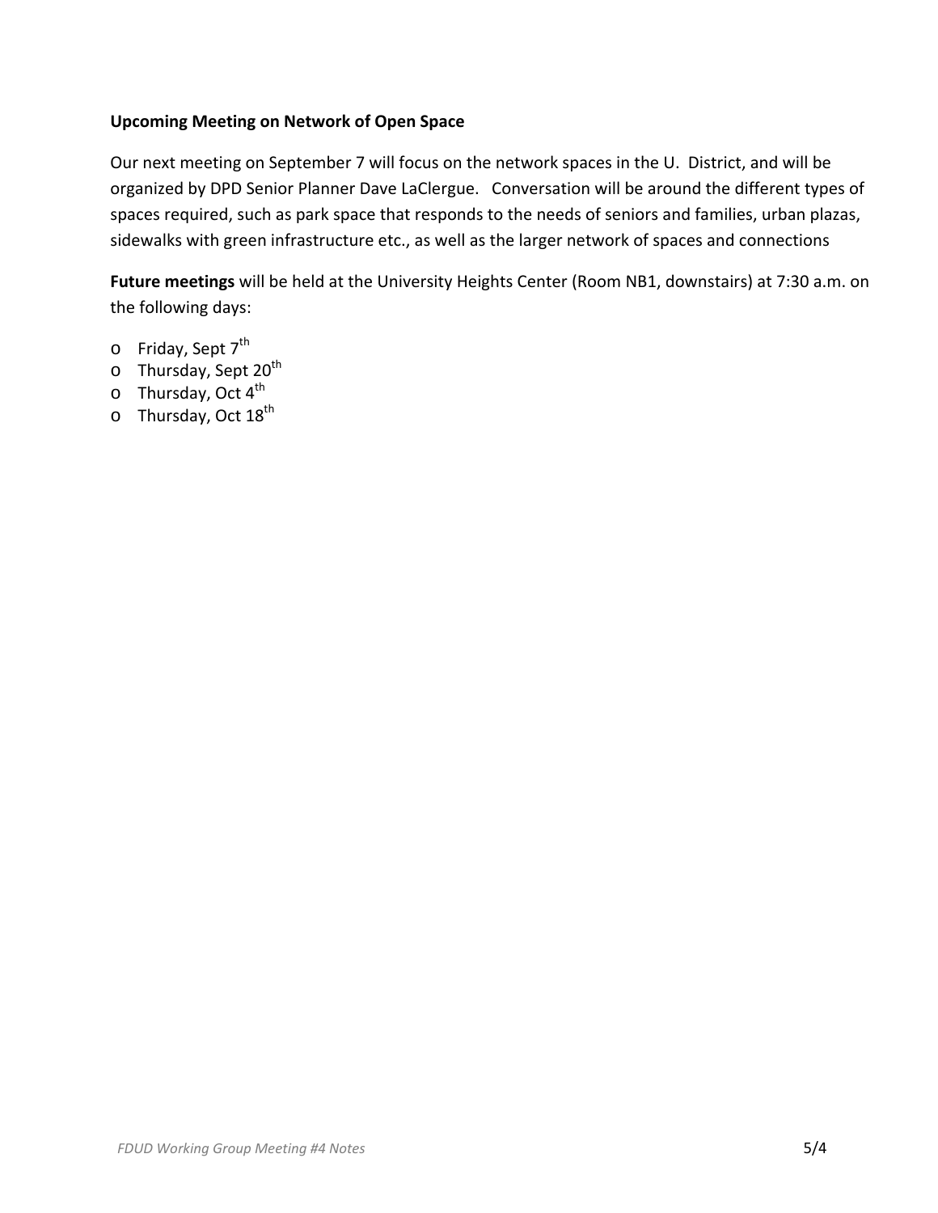**Upcoming Meeting on Network of Open Space**

Our next meeting on September 7 will focus on the network spaces in the U. District, and will be organized by DPD Senior Planner Dave LaClergue. Conversation will be around the different types of spaces required, such as park space that responds to the needs of seniors and families, urban plazas, sidewalks with green infrastructure etc., as well as the larger network of spaces and connections

**Future meetings** will be held at the University Heights Center (Room NB1, downstairs) at 7:30 a.m. on the following days:

- Friday, Sept 7th
- Thursday, Sept 20th
- Thursday, Oct 4th
- Thursday, Oct 18th